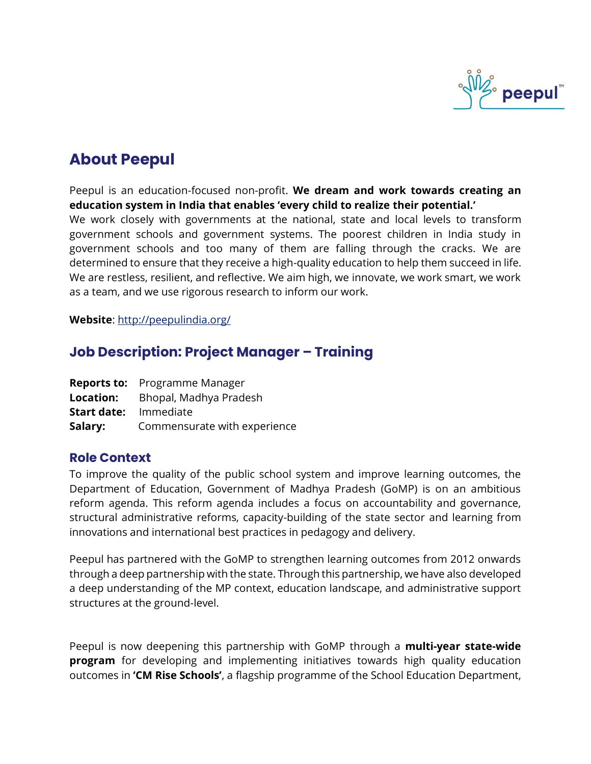## About Peepul

Peepul is an education-focused non-profit. **We dream and work towards creating an education system in India that enables 'every child to realize their potential.'**
We work closely with governments at the national, state and local levels to transform government schools and government systems. The poorest children in India study in government schools and too many of them are falling through the cracks. We are determined to ensure that they receive a high-quality education to help them succeed in life. We are restless, resilient, and reflective. We aim high, we innovate, we work smart, we work as a team, and we use rigorous research to inform our work.

**Website**: http://peepulindia.org/

## Job Description: Project Manager – Training

**Reports to:** Programme Manager
**Location:** Bhopal, Madhya Pradesh
**Start date:** Immediate
**Salary:** Commensurate with experience

### Role Context

To improve the quality of the public school system and improve learning outcomes, the Department of Education, Government of Madhya Pradesh (GoMP) is on an ambitious reform agenda. This reform agenda includes a focus on accountability and governance, structural administrative reforms, capacity-building of the state sector and learning from innovations and international best practices in pedagogy and delivery.

Peepul has partnered with the GoMP to strengthen learning outcomes from 2012 onwards through a deep partnership with the state. Through this partnership, we have also developed a deep understanding of the MP context, education landscape, and administrative support structures at the ground-level.

Peepul is now deepening this partnership with GoMP through a **multi-year state-wide program** for developing and implementing initiatives towards high quality education outcomes in **'CM Rise Schools'**, a flagship programme of the School Education Department,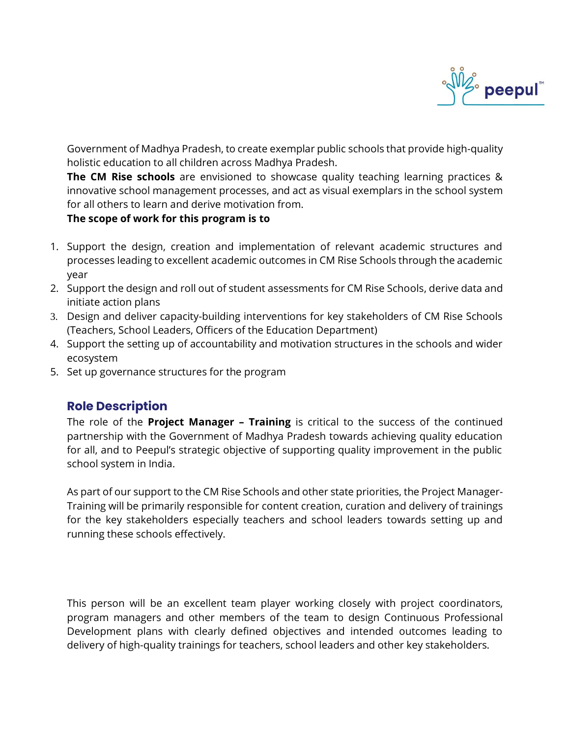Government of Madhya Pradesh, to create exemplar public schools that provide high-quality holistic education to all children across Madhya Pradesh.

**The CM Rise schools** are envisioned to showcase quality teaching learning practices & innovative school management processes, and act as visual exemplars in the school system for all others to learn and derive motivation from.

**The scope of work for this program is to**

1. Support the design, creation and implementation of relevant academic structures and processes leading to excellent academic outcomes in CM Rise Schools through the academic year
2. Support the design and roll out of student assessments for CM Rise Schools, derive data and initiate action plans
3. Design and deliver capacity-building interventions for key stakeholders of CM Rise Schools (Teachers, School Leaders, Officers of the Education Department)
4. Support the setting up of accountability and motivation structures in the schools and wider ecosystem
5. Set up governance structures for the program

## Role Description

The role of the **Project Manager – Training** is critical to the success of the continued partnership with the Government of Madhya Pradesh towards achieving quality education for all, and to Peepul's strategic objective of supporting quality improvement in the public school system in India.

As part of our support to the CM Rise Schools and other state priorities, the Project Manager-Training will be primarily responsible for content creation, curation and delivery of trainings for the key stakeholders especially teachers and school leaders towards setting up and running these schools effectively.

This person will be an excellent team player working closely with project coordinators, program managers and other members of the team to design Continuous Professional Development plans with clearly defined objectives and intended outcomes leading to delivery of high-quality trainings for teachers, school leaders and other key stakeholders.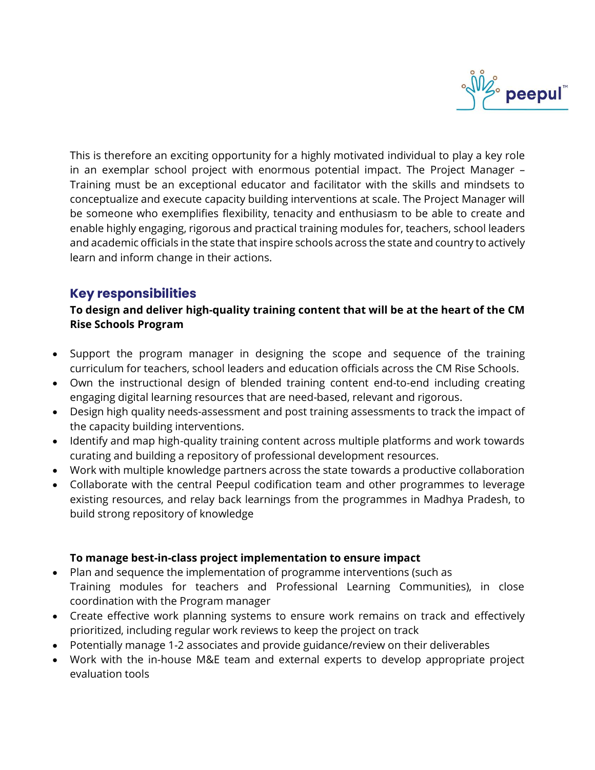This is therefore an exciting opportunity for a highly motivated individual to play a key role in an exemplar school project with enormous potential impact. The Project Manager – Training must be an exceptional educator and facilitator with the skills and mindsets to conceptualize and execute capacity building interventions at scale. The Project Manager will be someone who exemplifies flexibility, tenacity and enthusiasm to be able to create and enable highly engaging, rigorous and practical training modules for, teachers, school leaders and academic officials in the state that inspire schools across the state and country to actively learn and inform change in their actions.

## Key responsibilities

**To design and deliver high-quality training content that will be at the heart of the CM Rise Schools Program**

- Support the program manager in designing the scope and sequence of the training curriculum for teachers, school leaders and education officials across the CM Rise Schools.
- Own the instructional design of blended training content end-to-end including creating engaging digital learning resources that are need-based, relevant and rigorous.
- Design high quality needs-assessment and post training assessments to track the impact of the capacity building interventions.
- Identify and map high-quality training content across multiple platforms and work towards curating and building a repository of professional development resources.
- Work with multiple knowledge partners across the state towards a productive collaboration
- Collaborate with the central Peepul codification team and other programmes to leverage existing resources, and relay back learnings from the programmes in Madhya Pradesh, to build strong repository of knowledge

**To manage best-in-class project implementation to ensure impact**

- Plan and sequence the implementation of programme interventions (such as Training modules for teachers and Professional Learning Communities), in close coordination with the Program manager
- Create effective work planning systems to ensure work remains on track and effectively prioritized, including regular work reviews to keep the project on track
- Potentially manage 1-2 associates and provide guidance/review on their deliverables
- Work with the in-house M&E team and external experts to develop appropriate project evaluation tools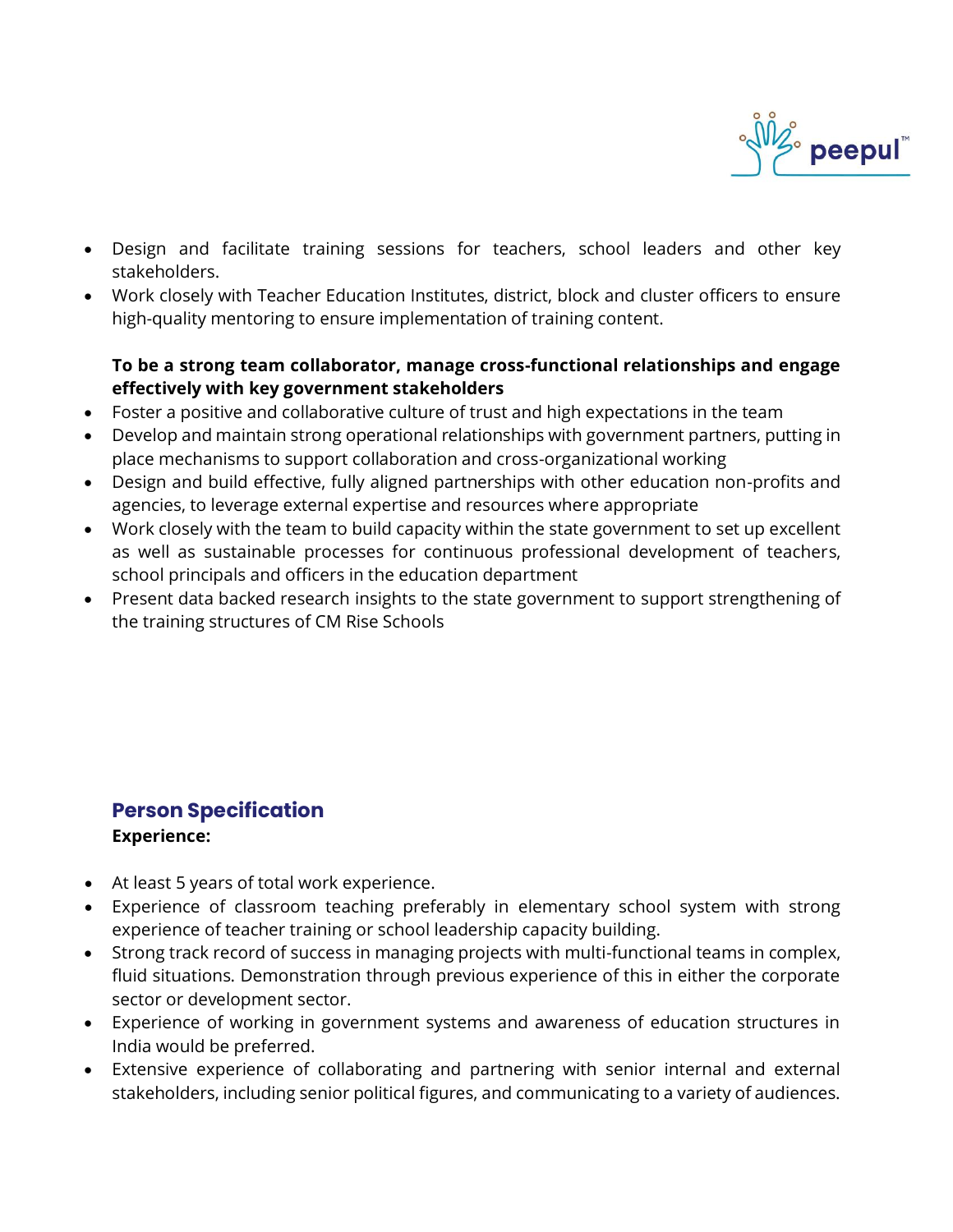- Design and facilitate training sessions for teachers, school leaders and other key stakeholders.
- Work closely with Teacher Education Institutes, district, block and cluster officers to ensure high-quality mentoring to ensure implementation of training content.

**To be a strong team collaborator, manage cross-functional relationships and engage effectively with key government stakeholders**

- Foster a positive and collaborative culture of trust and high expectations in the team
- Develop and maintain strong operational relationships with government partners, putting in place mechanisms to support collaboration and cross-organizational working
- Design and build effective, fully aligned partnerships with other education non-profits and agencies, to leverage external expertise and resources where appropriate
- Work closely with the team to build capacity within the state government to set up excellent as well as sustainable processes for continuous professional development of teachers, school principals and officers in the education department
- Present data backed research insights to the state government to support strengthening of the training structures of CM Rise Schools

## Person Specification

**Experience:**

- At least 5 years of total work experience.
- Experience of classroom teaching preferably in elementary school system with strong experience of teacher training or school leadership capacity building.
- Strong track record of success in managing projects with multi-functional teams in complex, fluid situations. Demonstration through previous experience of this in either the corporate sector or development sector.
- Experience of working in government systems and awareness of education structures in India would be preferred.
- Extensive experience of collaborating and partnering with senior internal and external stakeholders, including senior political figures, and communicating to a variety of audiences.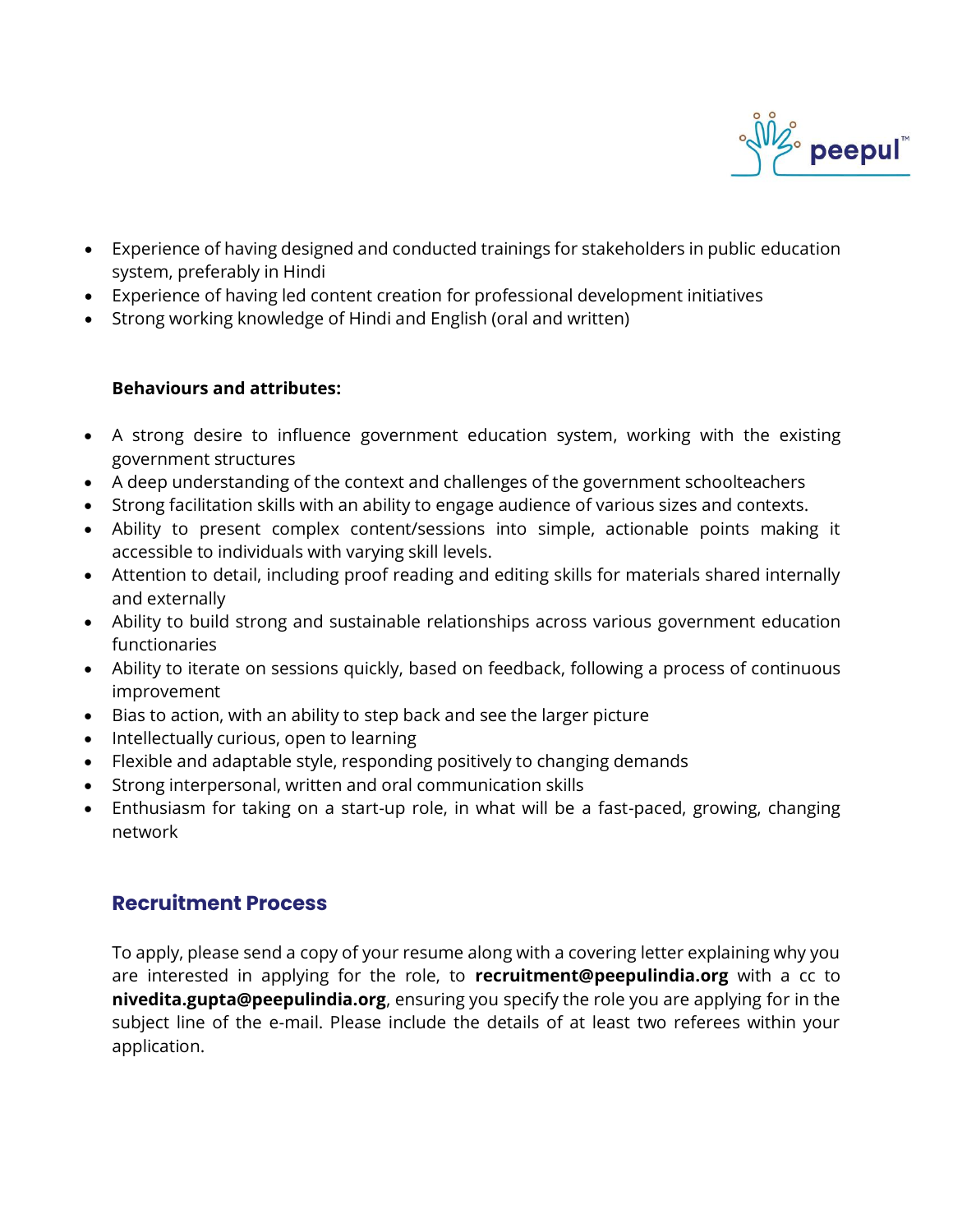- Experience of having designed and conducted trainings for stakeholders in public education system, preferably in Hindi
- Experience of having led content creation for professional development initiatives
- Strong working knowledge of Hindi and English (oral and written)

**Behaviours and attributes:**

- A strong desire to influence government education system, working with the existing government structures
- A deep understanding of the context and challenges of the government schoolteachers
- Strong facilitation skills with an ability to engage audience of various sizes and contexts.
- Ability to present complex content/sessions into simple, actionable points making it accessible to individuals with varying skill levels.
- Attention to detail, including proof reading and editing skills for materials shared internally and externally
- Ability to build strong and sustainable relationships across various government education functionaries
- Ability to iterate on sessions quickly, based on feedback, following a process of continuous improvement
- Bias to action, with an ability to step back and see the larger picture
- Intellectually curious, open to learning
- Flexible and adaptable style, responding positively to changing demands
- Strong interpersonal, written and oral communication skills
- Enthusiasm for taking on a start-up role, in what will be a fast-paced, growing, changing network

## Recruitment Process

To apply, please send a copy of your resume along with a covering letter explaining why you are interested in applying for the role, to **recruitment@peepulindia.org** with a cc to **nivedita.gupta@peepulindia.org**, ensuring you specify the role you are applying for in the subject line of the e-mail. Please include the details of at least two referees within your application.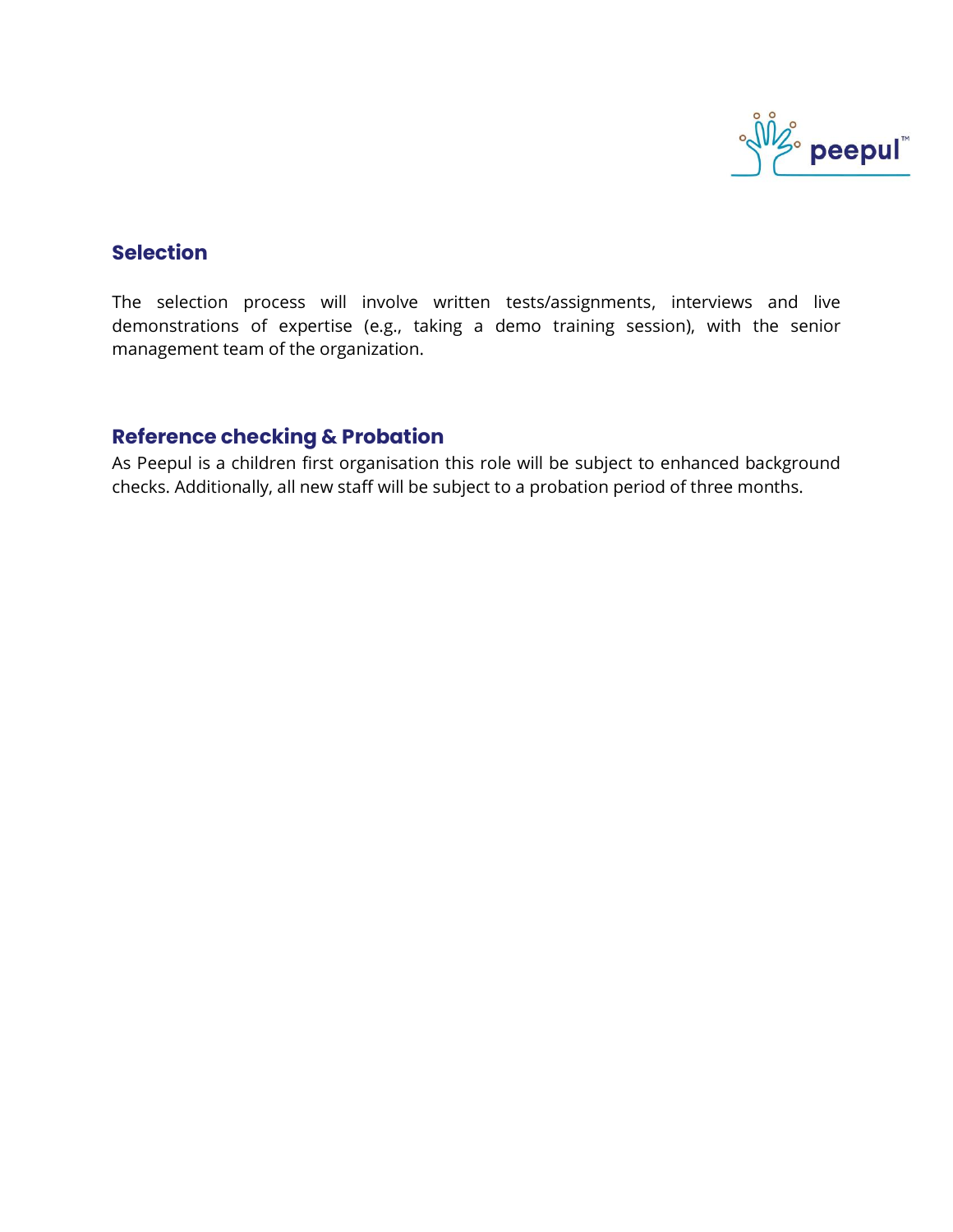## Selection

The selection process will involve written tests/assignments, interviews and live demonstrations of expertise (e.g., taking a demo training session), with the senior management team of the organization.

## Reference checking & Probation

As Peepul is a children first organisation this role will be subject to enhanced background checks. Additionally, all new staff will be subject to a probation period of three months.